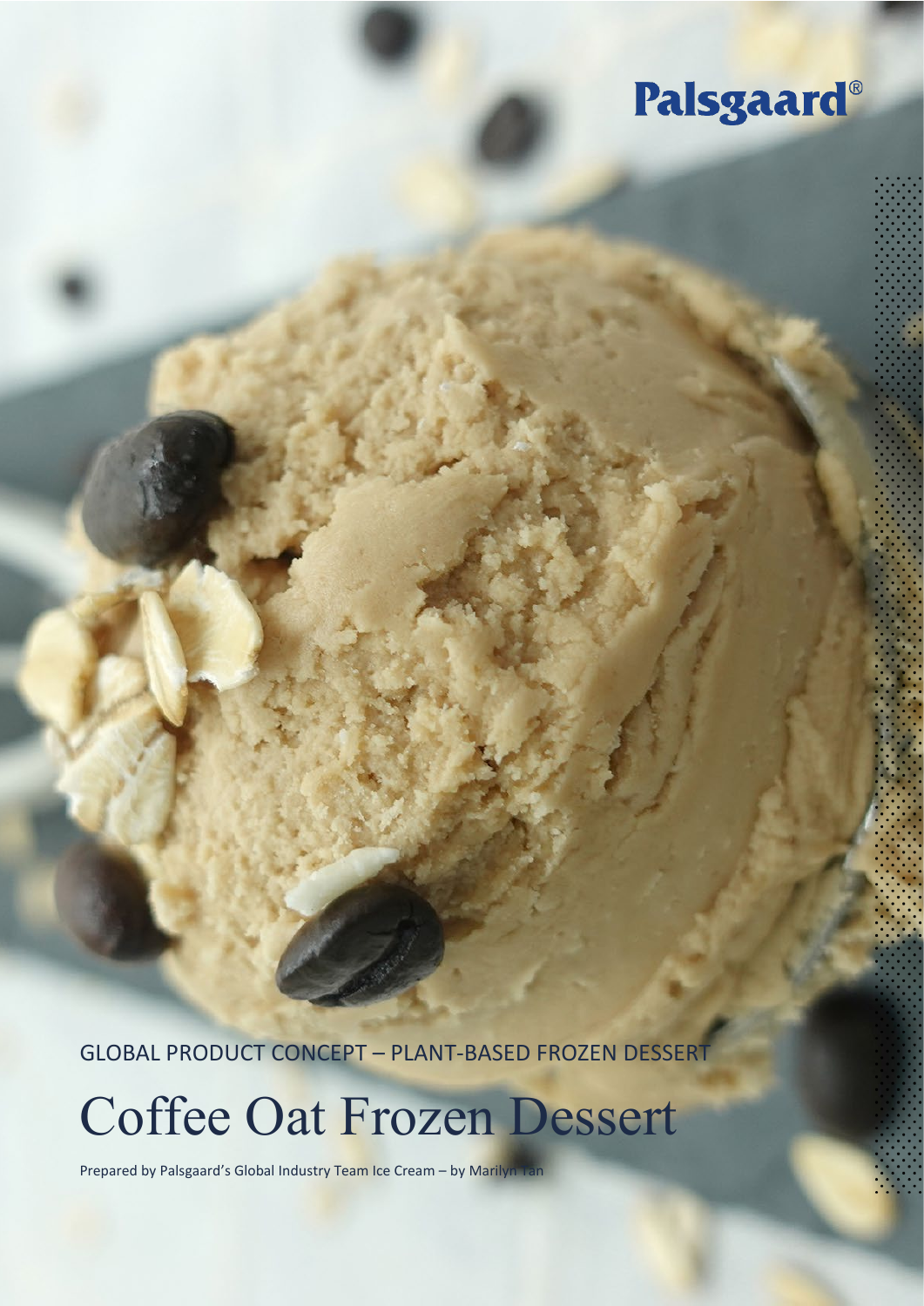Palsgaard®

GLOBAL PRODUCT CONCEPT – PLANT-BASED FROZEN DESSERT

# Coffee Oat Frozen Dessert

Prepared by Palsgaard's Global Industry Team Ice Cream – by Marilyn Tan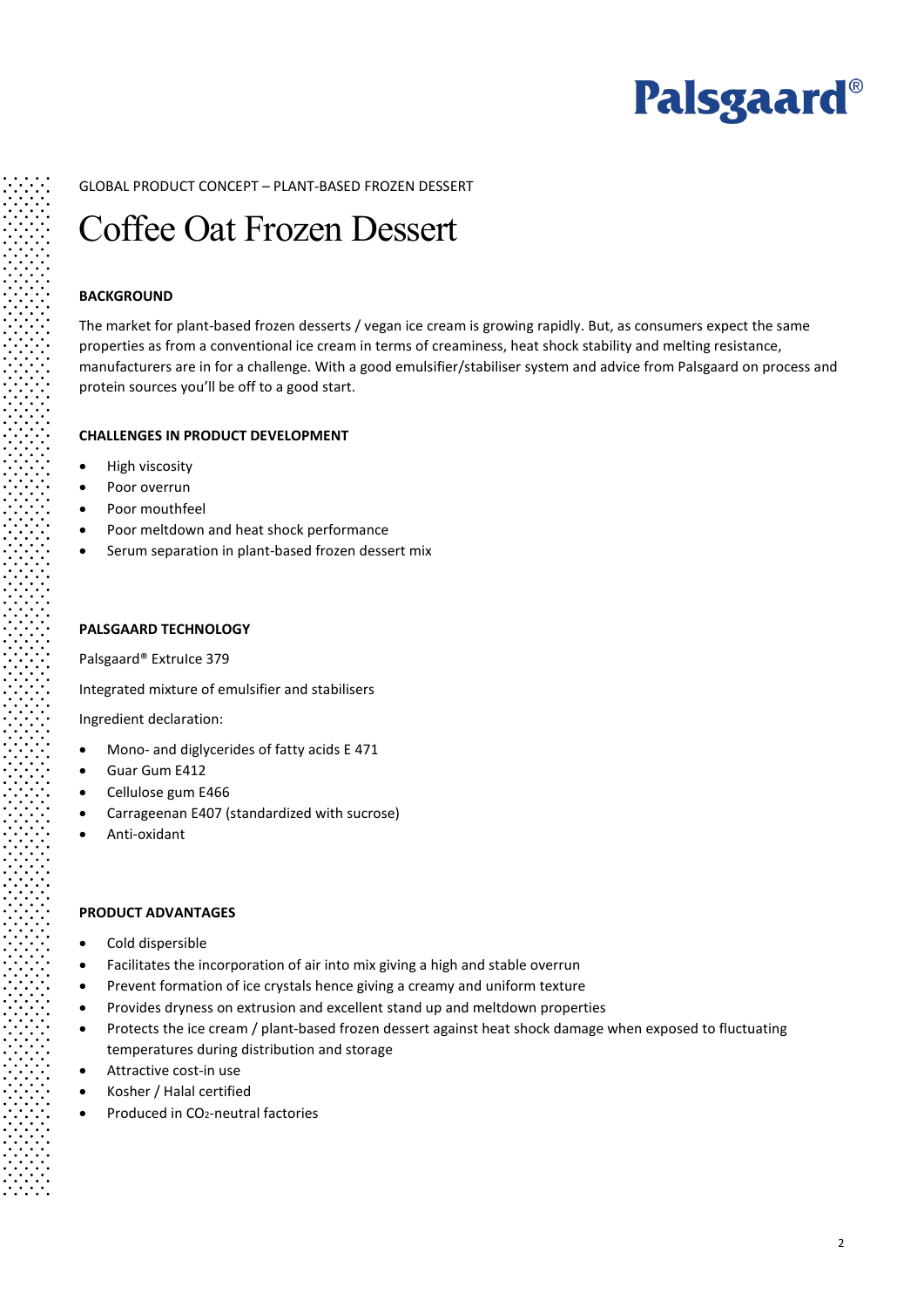GLOBAL PRODUCT CONCEPT – PLANT-BASED FROZEN DESSERT

# Coffee Oat Frozen Dessert

## BACKGROUND

The market for plant-based frozen desserts / vegan ice cream is growing rapidly. But, as consumers expect the same properties as from a conventional ice cream in terms of creaminess, heat shock stability and melting resistance, manufacturers are in for a challenge. With a good emulsifier/stabiliser system and advice from Palsgaard on process and protein sources you'll be off to a good start.

## CHALLENGES IN PRODUCT DEVELOPMENT

- High viscosity
- Poor overrun
- Poor mouthfeel
- Poor meltdown and heat shock performance
- Serum separation in plant-based frozen dessert mix

## PALSGAARD TECHNOLOGY

Palsgaard® ExtruIce 379

Integrated mixture of emulsifier and stabilisers

Ingredient declaration:

- Mono- and diglycerides of fatty acids E 471
- Guar Gum E412
- Cellulose gum E466
- Carrageenan E407 (standardized with sucrose)
- Anti-oxidant

## PRODUCT ADVANTAGES

- Cold dispersible
- Facilitates the incorporation of air into mix giving a high and stable overrun
- Prevent formation of ice crystals hence giving a creamy and uniform texture
- Provides dryness on extrusion and excellent stand up and meltdown properties
- Protects the ice cream / plant-based frozen dessert against heat shock damage when exposed to fluctuating temperatures during distribution and storage
- Attractive cost-in use
- Kosher / Halal certified
- Produced in $CO_2$-neutral factories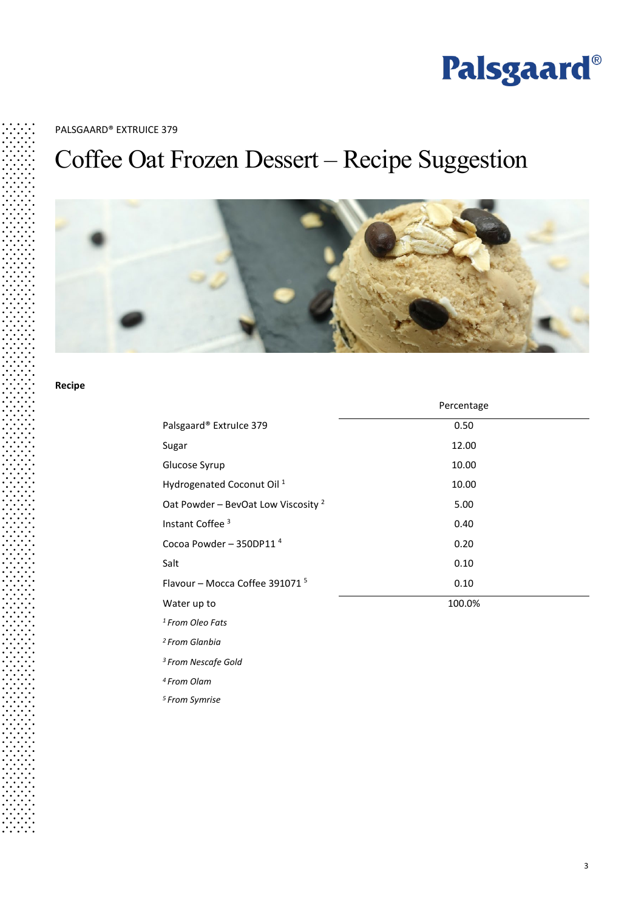PALSGAARD® EXTRUICE 379

# Coffee Oat Frozen Dessert – Recipe Suggestion

**Recipe**

| | Percentage |
|---|---|
| Palsgaard® ExtruIce 379 | 0.50 |
| Sugar | 12.00 |
| Glucose Syrup | 10.00 |
| Hydrogenated Coconut Oil [1] | 10.00 |
| Oat Powder – BevOat Low Viscosity [2] | 5.00 |
| Instant Coffee [3] | 0.40 |
| Cocoa Powder – 350DP11 [4] | 0.20 |
| Salt | 0.10 |
| Flavour – Mocca Coffee 391071 [5] | 0.10 |
| Water up to | 100.0% |

*[1] From Oleo Fats*

*[2] From Glanbia*

*[3] From Nescafe Gold*

*[4] From Olam*

*[5] From Symrise*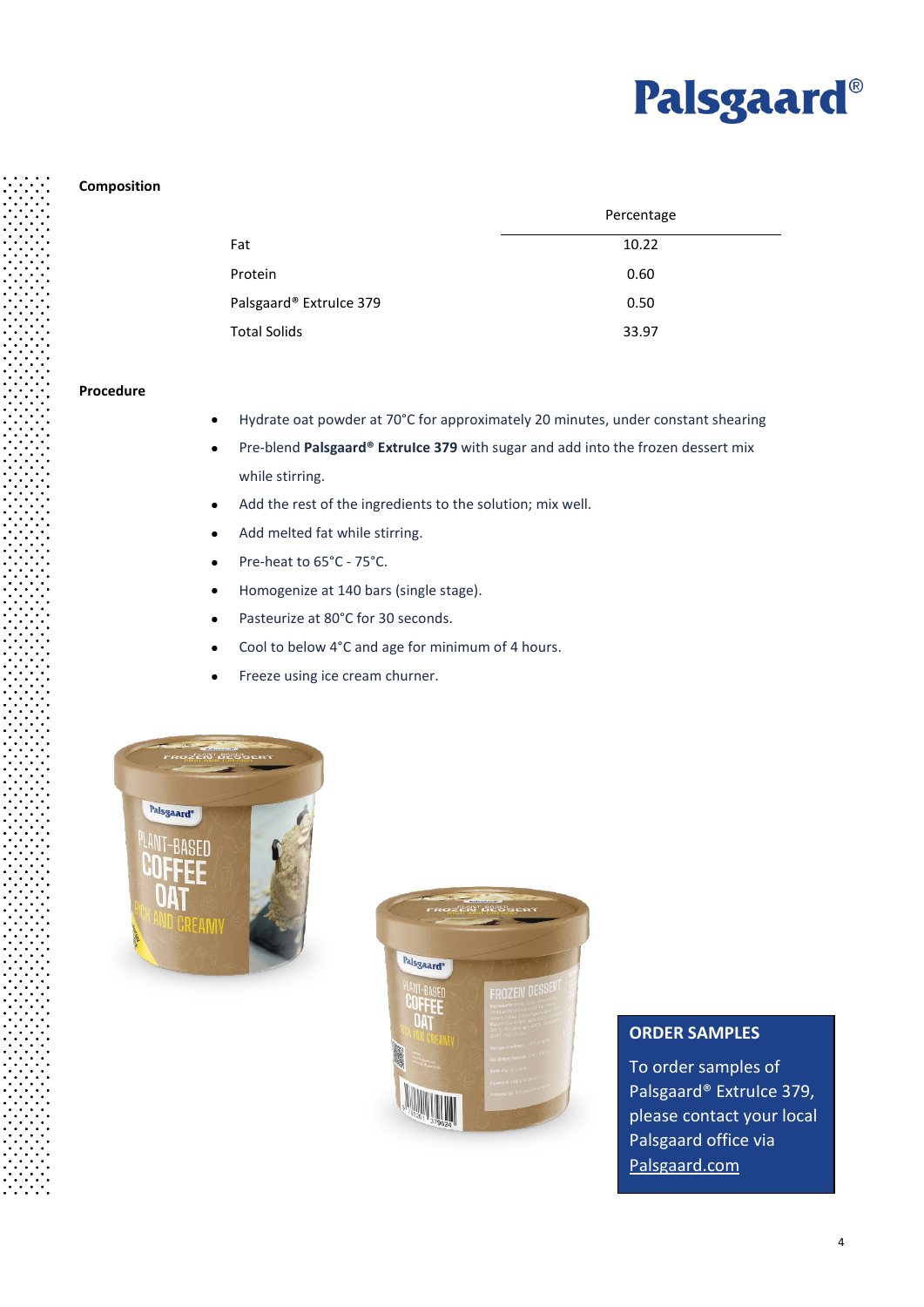**Composition**

| | Percentage |
|---|---|
| Fat | 10.22 |
| Protein | 0.60 |
| Palsgaard® Extrulce 379 | 0.50 |
| Total Solids | 33.97 |

**Procedure**

- Hydrate oat powder at 70°C for approximately 20 minutes, under constant shearing
- Pre-blend **Palsgaard® Extrulce 379** with sugar and add into the frozen dessert mix while stirring.
- Add the rest of the ingredients to the solution; mix well.
- Add melted fat while stirring.
- Pre-heat to 65°C - 75°C.
- Homogenize at 140 bars (single stage).
- Pasteurize at 80°C for 30 seconds.
- Cool to below 4°C and age for minimum of 4 hours.
- Freeze using ice cream churner.

**ORDER SAMPLES**

To order samples of Palsgaard® Extrulce 379, please contact your local Palsgaard office via Palsgaard.com